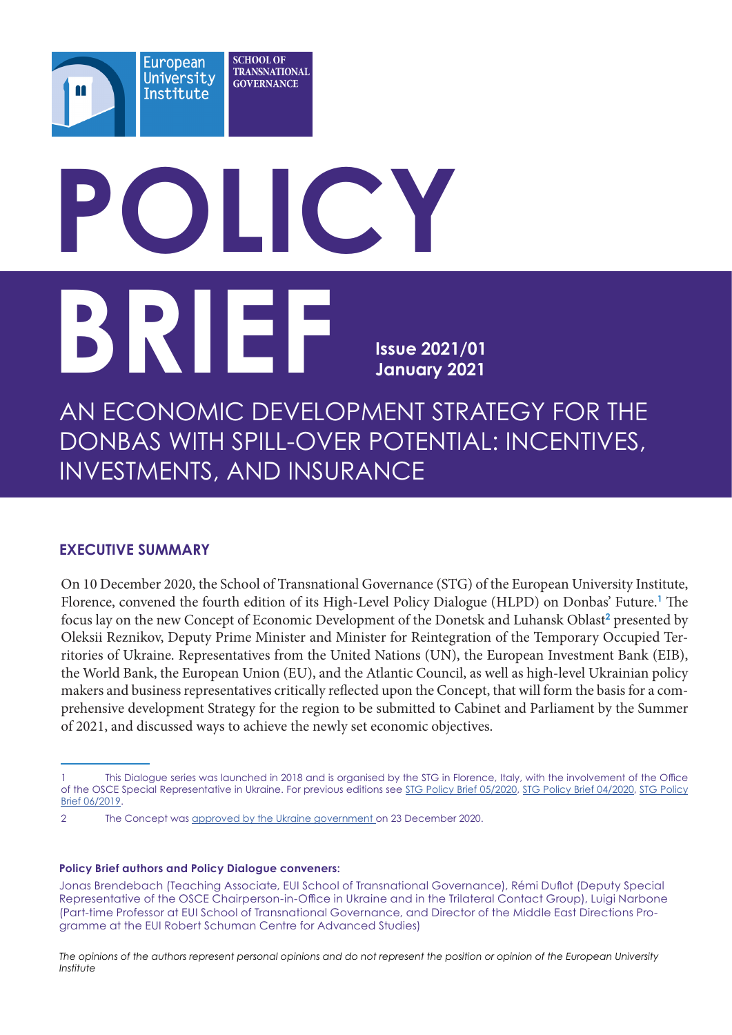European University Institute

SCHOOL OF TRANSNATIONAL GOVERNANCE

# POLICY BRIEF

**Issue 2021/01**
**January 2021**

# AN ECONOMIC DEVELOPMENT STRATEGY FOR THE DONBAS WITH SPILL-OVER POTENTIAL: INCENTIVES, INVESTMENTS, AND INSURANCE

## EXECUTIVE SUMMARY

On 10 December 2020, the School of Transnational Governance (STG) of the European University Institute, Florence, convened the fourth edition of its High-Level Policy Dialogue (HLPD) on Donbas' Future.[1] The focus lay on the new Concept of Economic Development of the Donetsk and Luhansk Oblast[2] presented by Oleksii Reznikov, Deputy Prime Minister and Minister for Reintegration of the Temporary Occupied Territories of Ukraine. Representatives from the United Nations (UN), the European Investment Bank (EIB), the World Bank, the European Union (EU), and the Atlantic Council, as well as high-level Ukrainian policy makers and business representatives critically reflected upon the Concept, that will form the basis for a comprehensive development Strategy for the region to be submitted to Cabinet and Parliament by the Summer of 2021, and discussed ways to achieve the newly set economic objectives.

---

1 This Dialogue series was launched in 2018 and is organised by the STG in Florence, Italy, with the involvement of the Office of the OSCE Special Representative in Ukraine. For previous editions see STG Policy Brief 05/2020, STG Policy Brief 04/2020, STG Policy Brief 06/2019.

2 The Concept was approved by the Ukraine government on 23 December 2020.

**Policy Brief authors and Policy Dialogue conveners:**

Jonas Brendebach (Teaching Associate, EUI School of Transnational Governance), Rémi Duflot (Deputy Special Representative of the OSCE Chairperson-in-Office in Ukraine and in the Trilateral Contact Group), Luigi Narbone (Part-time Professor at EUI School of Transnational Governance, and Director of the Middle East Directions Programme at the EUI Robert Schuman Centre for Advanced Studies)

*The opinions of the authors represent personal opinions and do not represent the position or opinion of the European University Institute*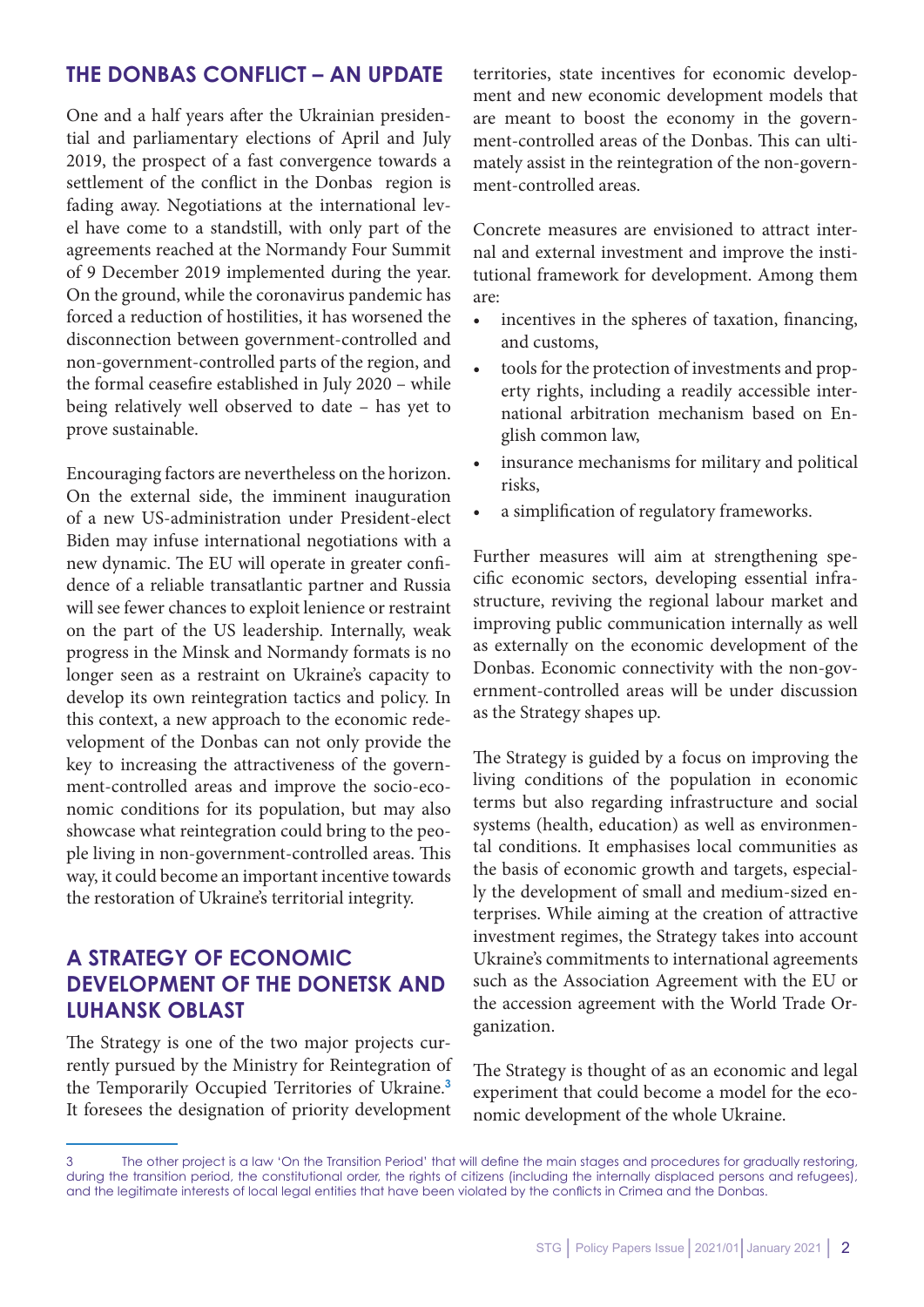## THE DONBAS CONFLICT – AN UPDATE

One and a half years after the Ukrainian presidential and parliamentary elections of April and July 2019, the prospect of a fast convergence towards a settlement of the conflict in the Donbas region is fading away. Negotiations at the international level have come to a standstill, with only part of the agreements reached at the Normandy Four Summit of 9 December 2019 implemented during the year. On the ground, while the coronavirus pandemic has forced a reduction of hostilities, it has worsened the disconnection between government-controlled and non-government-controlled parts of the region, and the formal ceasefire established in July 2020 – while being relatively well observed to date – has yet to prove sustainable.

Encouraging factors are nevertheless on the horizon. On the external side, the imminent inauguration of a new US-administration under President-elect Biden may infuse international negotiations with a new dynamic. The EU will operate in greater confidence of a reliable transatlantic partner and Russia will see fewer chances to exploit lenience or restraint on the part of the US leadership. Internally, weak progress in the Minsk and Normandy formats is no longer seen as a restraint on Ukraine's capacity to develop its own reintegration tactics and policy. In this context, a new approach to the economic redevelopment of the Donbas can not only provide the key to increasing the attractiveness of the government-controlled areas and improve the socio-economic conditions for its population, but may also showcase what reintegration could bring to the people living in non-government-controlled areas. This way, it could become an important incentive towards the restoration of Ukraine's territorial integrity.

## A STRATEGY OF ECONOMIC DEVELOPMENT OF THE DONETSK AND LUHANSK OBLAST

The Strategy is one of the two major projects currently pursued by the Ministry for Reintegration of the Temporarily Occupied Territories of Ukraine.[3] It foresees the designation of priority development territories, state incentives for economic development and new economic development models that are meant to boost the economy in the government-controlled areas of the Donbas. This can ultimately assist in the reintegration of the non-government-controlled areas.

Concrete measures are envisioned to attract internal and external investment and improve the institutional framework for development. Among them are:

- incentives in the spheres of taxation, financing, and customs,
- tools for the protection of investments and property rights, including a readily accessible international arbitration mechanism based on English common law,
- insurance mechanisms for military and political risks,
- a simplification of regulatory frameworks.

Further measures will aim at strengthening specific economic sectors, developing essential infrastructure, reviving the regional labour market and improving public communication internally as well as externally on the economic development of the Donbas. Economic connectivity with the non-government-controlled areas will be under discussion as the Strategy shapes up.

The Strategy is guided by a focus on improving the living conditions of the population in economic terms but also regarding infrastructure and social systems (health, education) as well as environmental conditions. It emphasises local communities as the basis of economic growth and targets, especially the development of small and medium-sized enterprises. While aiming at the creation of attractive investment regimes, the Strategy takes into account Ukraine's commitments to international agreements such as the Association Agreement with the EU or the accession agreement with the World Trade Organization.

The Strategy is thought of as an economic and legal experiment that could become a model for the economic development of the whole Ukraine.

---

[3] The other project is a law 'On the Transition Period' that will define the main stages and procedures for gradually restoring, during the transition period, the constitutional order, the rights of citizens (including the internally displaced persons and refugees), and the legitimate interests of local legal entities that have been violated by the conflicts in Crimea and the Donbas.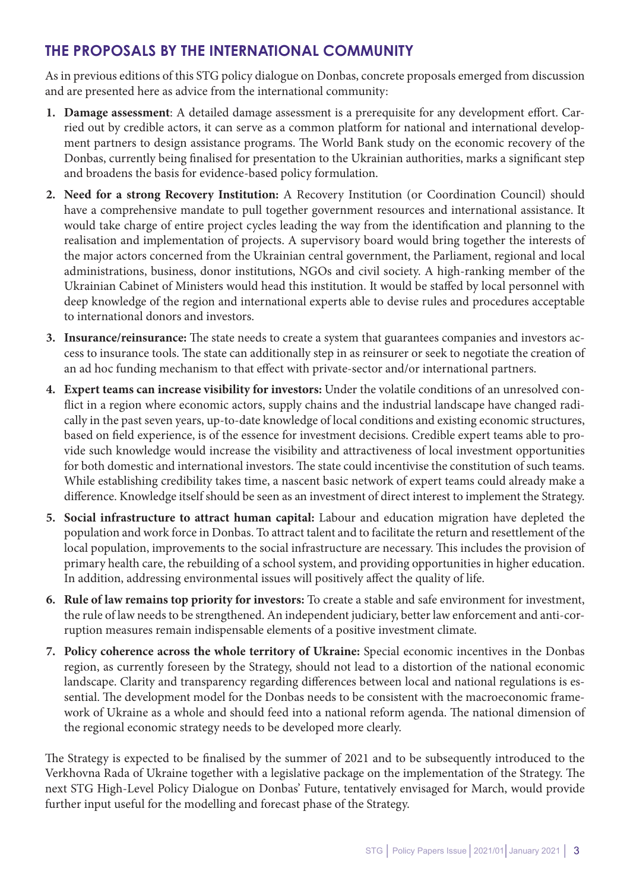## THE PROPOSALS BY THE INTERNATIONAL COMMUNITY

As in previous editions of this STG policy dialogue on Donbas, concrete proposals emerged from discussion and are presented here as advice from the international community:

1. **Damage assessment**: A detailed damage assessment is a prerequisite for any development effort. Carried out by credible actors, it can serve as a common platform for national and international development partners to design assistance programs. The World Bank study on the economic recovery of the Donbas, currently being finalised for presentation to the Ukrainian authorities, marks a significant step and broadens the basis for evidence-based policy formulation.
2. **Need for a strong Recovery Institution:** A Recovery Institution (or Coordination Council) should have a comprehensive mandate to pull together government resources and international assistance. It would take charge of entire project cycles leading the way from the identification and planning to the realisation and implementation of projects. A supervisory board would bring together the interests of the major actors concerned from the Ukrainian central government, the Parliament, regional and local administrations, business, donor institutions, NGOs and civil society. A high-ranking member of the Ukrainian Cabinet of Ministers would head this institution. It would be staffed by local personnel with deep knowledge of the region and international experts able to devise rules and procedures acceptable to international donors and investors.
3. **Insurance/reinsurance:** The state needs to create a system that guarantees companies and investors access to insurance tools. The state can additionally step in as reinsurer or seek to negotiate the creation of an ad hoc funding mechanism to that effect with private-sector and/or international partners.
4. **Expert teams can increase visibility for investors:** Under the volatile conditions of an unresolved conflict in a region where economic actors, supply chains and the industrial landscape have changed radically in the past seven years, up-to-date knowledge of local conditions and existing economic structures, based on field experience, is of the essence for investment decisions. Credible expert teams able to provide such knowledge would increase the visibility and attractiveness of local investment opportunities for both domestic and international investors. The state could incentivise the constitution of such teams. While establishing credibility takes time, a nascent basic network of expert teams could already make a difference. Knowledge itself should be seen as an investment of direct interest to implement the Strategy.
5. **Social infrastructure to attract human capital:** Labour and education migration have depleted the population and work force in Donbas. To attract talent and to facilitate the return and resettlement of the local population, improvements to the social infrastructure are necessary. This includes the provision of primary health care, the rebuilding of a school system, and providing opportunities in higher education. In addition, addressing environmental issues will positively affect the quality of life.
6. **Rule of law remains top priority for investors:** To create a stable and safe environment for investment, the rule of law needs to be strengthened. An independent judiciary, better law enforcement and anti-corruption measures remain indispensable elements of a positive investment climate.
7. **Policy coherence across the whole territory of Ukraine:** Special economic incentives in the Donbas region, as currently foreseen by the Strategy, should not lead to a distortion of the national economic landscape. Clarity and transparency regarding differences between local and national regulations is essential. The development model for the Donbas needs to be consistent with the macroeconomic framework of Ukraine as a whole and should feed into a national reform agenda. The national dimension of the regional economic strategy needs to be developed more clearly.

The Strategy is expected to be finalised by the summer of 2021 and to be subsequently introduced to the Verkhovna Rada of Ukraine together with a legislative package on the implementation of the Strategy. The next STG High-Level Policy Dialogue on Donbas' Future, tentatively envisaged for March, would provide further input useful for the modelling and forecast phase of the Strategy.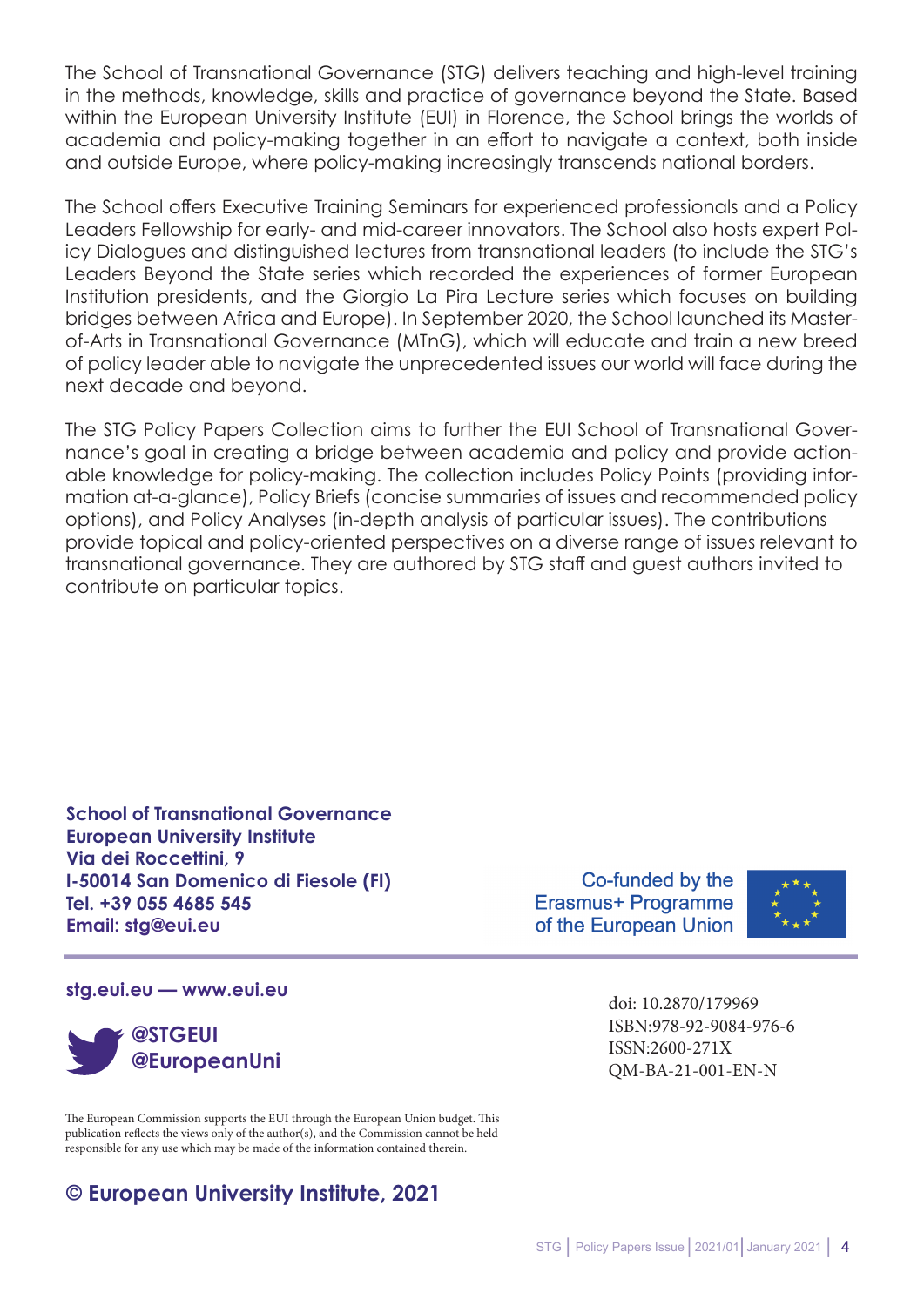The School of Transnational Governance (STG) delivers teaching and high-level training in the methods, knowledge, skills and practice of governance beyond the State. Based within the European University Institute (EUI) in Florence, the School brings the worlds of academia and policy-making together in an effort to navigate a context, both inside and outside Europe, where policy-making increasingly transcends national borders.

The School offers Executive Training Seminars for experienced professionals and a Policy Leaders Fellowship for early- and mid-career innovators. The School also hosts expert Policy Dialogues and distinguished lectures from transnational leaders (to include the STG's Leaders Beyond the State series which recorded the experiences of former European Institution presidents, and the Giorgio La Pira Lecture series which focuses on building bridges between Africa and Europe). In September 2020, the School launched its Master-of-Arts in Transnational Governance (MTnG), which will educate and train a new breed of policy leader able to navigate the unprecedented issues our world will face during the next decade and beyond.

The STG Policy Papers Collection aims to further the EUI School of Transnational Governance's goal in creating a bridge between academia and policy and provide actionable knowledge for policy-making. The collection includes Policy Points (providing information at-a-glance), Policy Briefs (concise summaries of issues and recommended policy options), and Policy Analyses (in-depth analysis of particular issues). The contributions provide topical and policy-oriented perspectives on a diverse range of issues relevant to transnational governance. They are authored by STG staff and guest authors invited to contribute on particular topics.

**School of Transnational Governance**
**European University Institute**
**Via dei Roccettini, 9**
**I-50014 San Domenico di Fiesole (FI)**
**Tel. +39 055 4685 545**
**Email: stg@eui.eu**

Co-funded by the Erasmus+ Programme of the European Union

**stg.eui.eu — www.eui.eu**

**@STGEUI**
**@EuropeanUni**

doi: 10.2870/179969
ISBN:978-92-9084-976-6
ISSN:2600-271X
QM-BA-21-001-EN-N

The European Commission supports the EUI through the European Union budget. This publication reflects the views only of the author(s), and the Commission cannot be held responsible for any use which may be made of the information contained therein.

**© European University Institute, 2021**